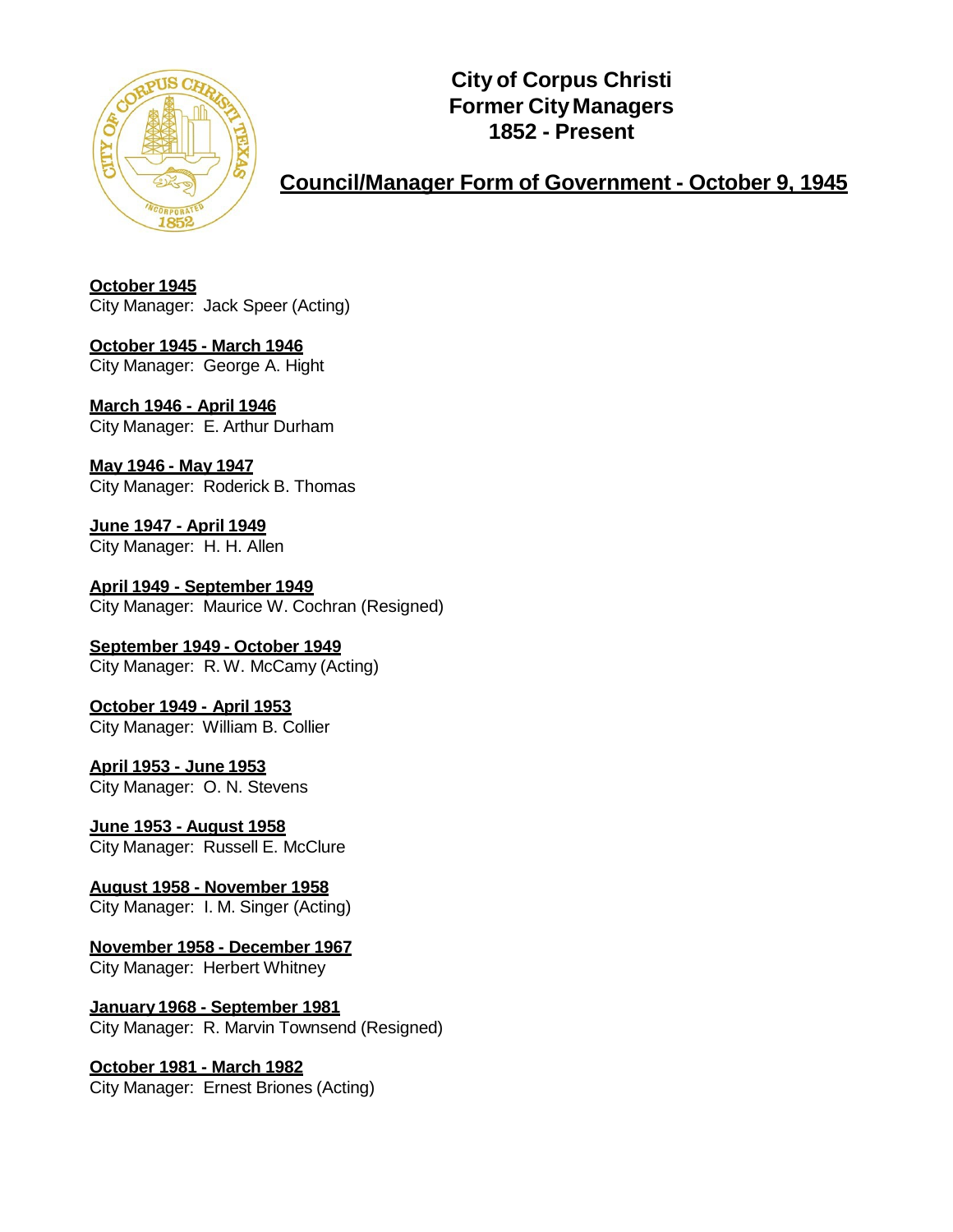# City of Corpus Christi
# Former City Managers
# 1852 - Present

## Council/Manager Form of Government - October 9, 1945

**October 1945**
City Manager: Jack Speer (Acting)

**October 1945 - March 1946**
City Manager: George A. Hight

**March 1946 - April 1946**
City Manager: E. Arthur Durham

**May 1946 - May 1947**
City Manager: Roderick B. Thomas

**June 1947 - April 1949**
City Manager: H. H. Allen

**April 1949 - September 1949**
City Manager: Maurice W. Cochran (Resigned)

**September 1949 - October 1949**
City Manager: R. W. McCamy (Acting)

**October 1949 - April 1953**
City Manager: William B. Collier

**April 1953 - June 1953**
City Manager: O. N. Stevens

**June 1953 - August 1958**
City Manager: Russell E. McClure

**August 1958 - November 1958**
City Manager: I. M. Singer (Acting)

**November 1958 - December 1967**
City Manager: Herbert Whitney

**January 1968 - September 1981**
City Manager: R. Marvin Townsend (Resigned)

**October 1981 - March 1982**
City Manager: Ernest Briones (Acting)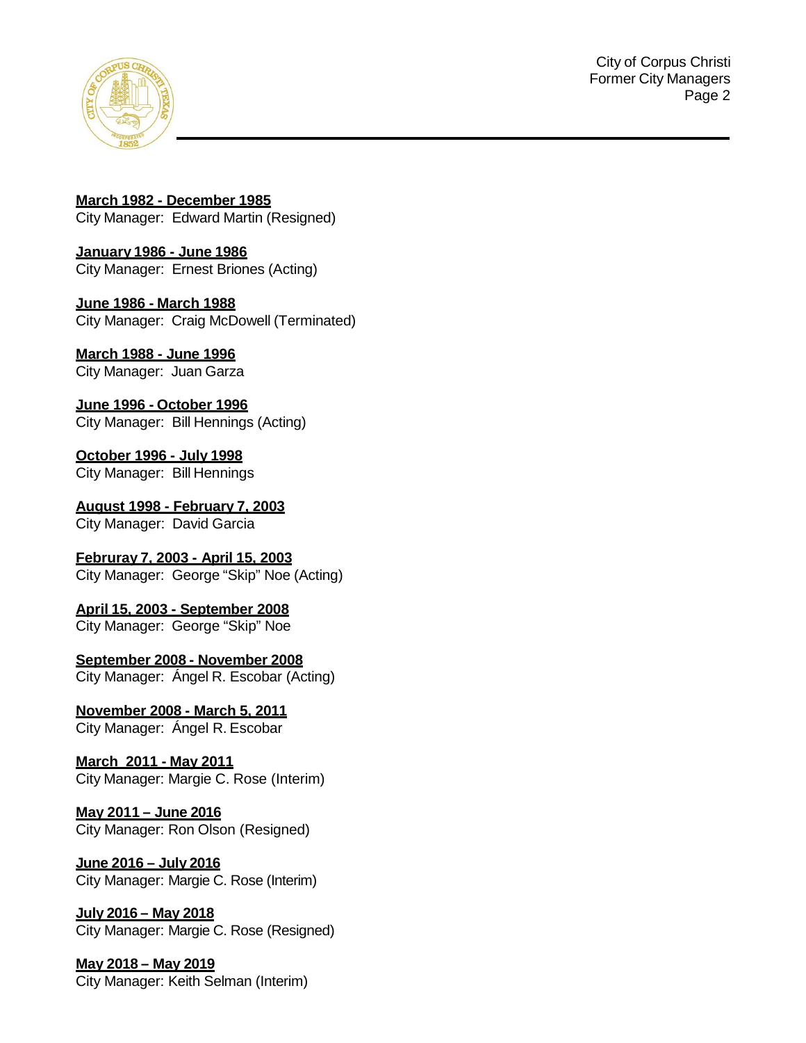**March 1982 - December 1985**
City Manager: Edward Martin (Resigned)

**January 1986 - June 1986**
City Manager: Ernest Briones (Acting)

**June 1986 - March 1988**
City Manager: Craig McDowell (Terminated)

**March 1988 - June 1996**
City Manager: Juan Garza

**June 1996 - October 1996**
City Manager: Bill Hennings (Acting)

**October 1996 - July 1998**
City Manager: Bill Hennings

**August 1998 - February 7, 2003**
City Manager: David Garcia

**Februray 7, 2003 - April 15, 2003**
City Manager: George "Skip" Noe (Acting)

**April 15, 2003 - September 2008**
City Manager: George "Skip" Noe

**September 2008 - November 2008**
City Manager: Ángel R. Escobar (Acting)

**November 2008 - March 5, 2011**
City Manager: Ángel R. Escobar

**March 2011 - May 2011**
City Manager: Margie C. Rose (Interim)

**May 2011 – June 2016**
City Manager: Ron Olson (Resigned)

**June 2016 – July 2016**
City Manager: Margie C. Rose (Interim)

**July 2016 – May 2018**
City Manager: Margie C. Rose (Resigned)

**May 2018 – May 2019**
City Manager: Keith Selman (Interim)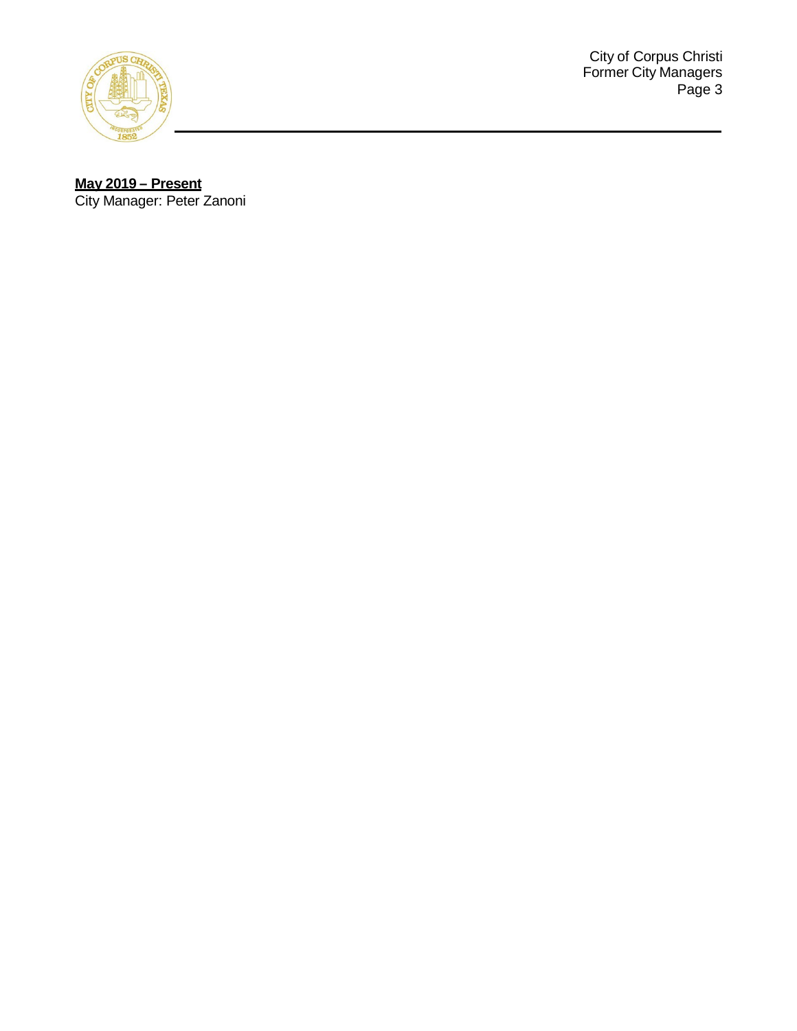**May 2019 – Present**
City Manager: Peter Zanoni